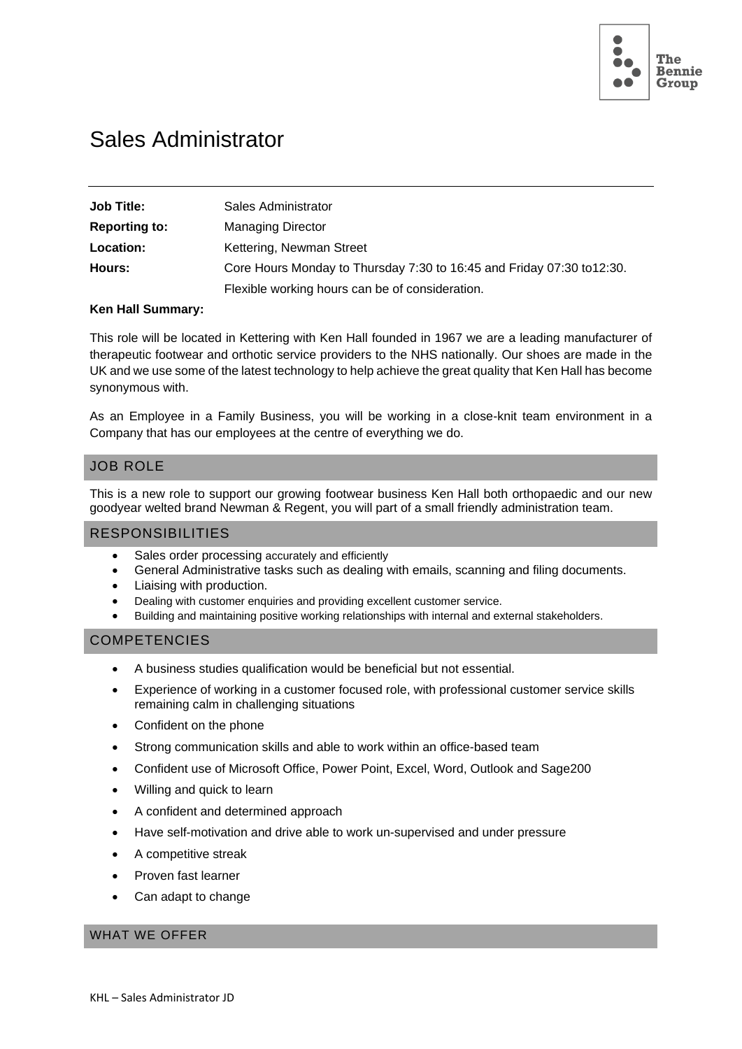# Sales Administrator

| | |
|---|---|
| **Job Title:** | Sales Administrator |
| **Reporting to:** | Managing Director |
| **Location:** | Kettering, Newman Street |
| **Hours:** | Core Hours Monday to Thursday 7:30 to 16:45 and Friday 07:30 to12:30. |
| | Flexible working hours can be of consideration. |

**Ken Hall Summary:**

This role will be located in Kettering with Ken Hall founded in 1967 we are a leading manufacturer of therapeutic footwear and orthotic service providers to the NHS nationally. Our shoes are made in the UK and we use some of the latest technology to help achieve the great quality that Ken Hall has become synonymous with.

As an Employee in a Family Business, you will be working in a close-knit team environment in a Company that has our employees at the centre of everything we do.

## JOB ROLE

This is a new role to support our growing footwear business Ken Hall both orthopaedic and our new goodyear welted brand Newman & Regent, you will part of a small friendly administration team.

## RESPONSIBILITIES

- Sales order processing accurately and efficiently
- General Administrative tasks such as dealing with emails, scanning and filing documents.
- Liaising with production.
- Dealing with customer enquiries and providing excellent customer service.
- Building and maintaining positive working relationships with internal and external stakeholders.

## COMPETENCIES

- A business studies qualification would be beneficial but not essential.
- Experience of working in a customer focused role, with professional customer service skills remaining calm in challenging situations
- Confident on the phone
- Strong communication skills and able to work within an office-based team
- Confident use of Microsoft Office, Power Point, Excel, Word, Outlook and Sage200
- Willing and quick to learn
- A confident and determined approach
- Have self-motivation and drive able to work un-supervised and under pressure
- A competitive streak
- Proven fast learner
- Can adapt to change

## WHAT WE OFFER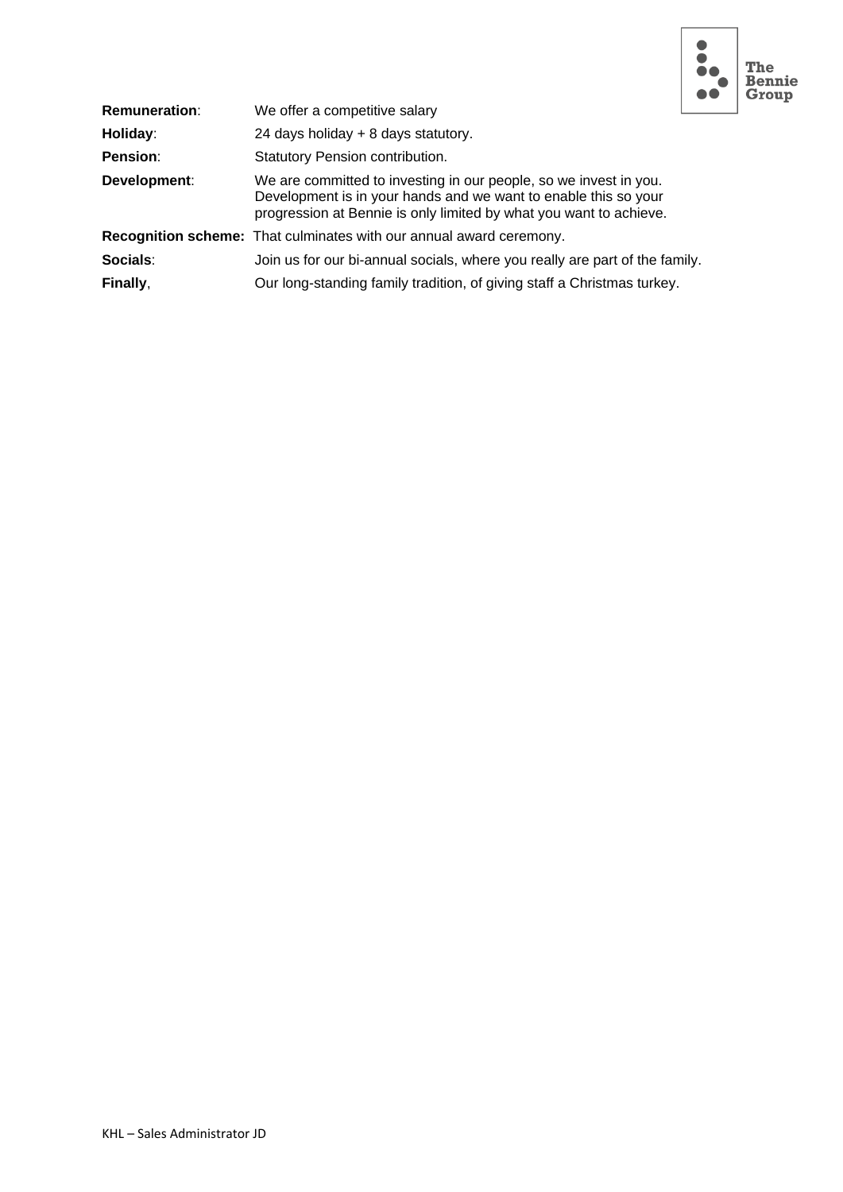| | |
|---|---|
| **Remuneration**: | We offer a competitive salary |
| **Holiday**: | 24 days holiday + 8 days statutory. |
| **Pension**: | Statutory Pension contribution. |
| **Development**: | We are committed to investing in our people, so we invest in you. Development is in your hands and we want to enable this so your progression at Bennie is only limited by what you want to achieve. |
| **Recognition scheme:** | That culminates with our annual award ceremony. |
| **Socials**: | Join us for our bi-annual socials, where you really are part of the family. |
| **Finally**, | Our long-standing family tradition, of giving staff a Christmas turkey. |